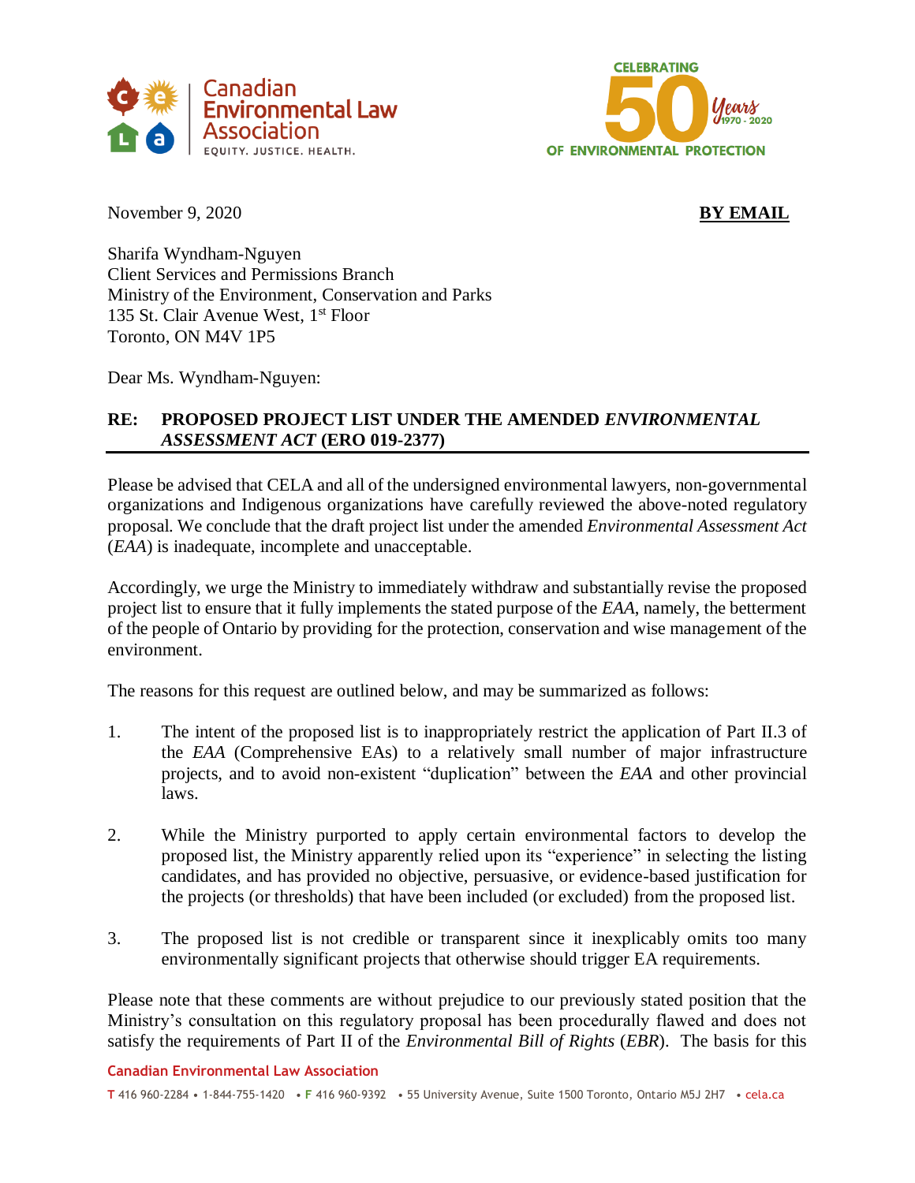Canadian Environmental Law Association
EQUITY. JUSTICE. HEALTH.

CELEBRATING 50 Years 1970 - 2020 OF ENVIRONMENTAL PROTECTION

November 9, 2020 **BY EMAIL**

Sharifa Wyndham-Nguyen
Client Services and Permissions Branch
Ministry of the Environment, Conservation and Parks
135 St. Clair Avenue West, 1st Floor
Toronto, ON M4V 1P5

Dear Ms. Wyndham-Nguyen:

**RE: PROPOSED PROJECT LIST UNDER THE AMENDED *ENVIRONMENTAL ASSESSMENT ACT* (ERO 019-2377)**

Please be advised that CELA and all of the undersigned environmental lawyers, non-governmental organizations and Indigenous organizations have carefully reviewed the above-noted regulatory proposal. We conclude that the draft project list under the amended *Environmental Assessment Act* (*EAA*) is inadequate, incomplete and unacceptable.

Accordingly, we urge the Ministry to immediately withdraw and substantially revise the proposed project list to ensure that it fully implements the stated purpose of the *EAA*, namely, the betterment of the people of Ontario by providing for the protection, conservation and wise management of the environment.

The reasons for this request are outlined below, and may be summarized as follows:

1. The intent of the proposed list is to inappropriately restrict the application of Part II.3 of the *EAA* (Comprehensive EAs) to a relatively small number of major infrastructure projects, and to avoid non-existent "duplication" between the *EAA* and other provincial laws.

2. While the Ministry purported to apply certain environmental factors to develop the proposed list, the Ministry apparently relied upon its "experience" in selecting the listing candidates, and has provided no objective, persuasive, or evidence-based justification for the projects (or thresholds) that have been included (or excluded) from the proposed list.

3. The proposed list is not credible or transparent since it inexplicably omits too many environmentally significant projects that otherwise should trigger EA requirements.

Please note that these comments are without prejudice to our previously stated position that the Ministry's consultation on this regulatory proposal has been procedurally flawed and does not satisfy the requirements of Part II of the *Environmental Bill of Rights* (*EBR*). The basis for this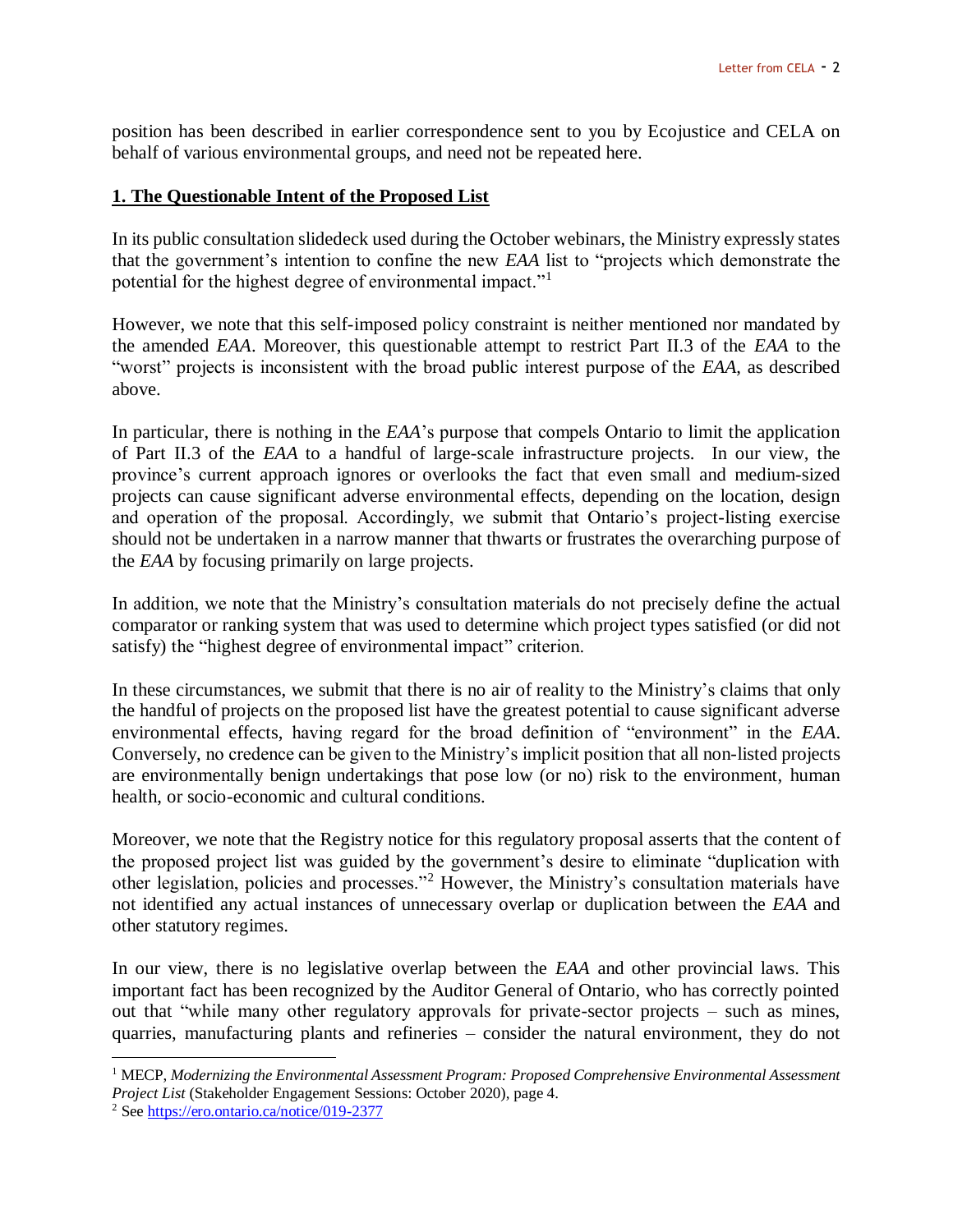position has been described in earlier correspondence sent to you by Ecojustice and CELA on behalf of various environmental groups, and need not be repeated here.

## **1. The Questionable Intent of the Proposed List**

In its public consultation slidedeck used during the October webinars, the Ministry expressly states that the government's intention to confine the new *EAA* list to "projects which demonstrate the potential for the highest degree of environmental impact."[1]

However, we note that this self-imposed policy constraint is neither mentioned nor mandated by the amended *EAA*. Moreover, this questionable attempt to restrict Part II.3 of the *EAA* to the "worst" projects is inconsistent with the broad public interest purpose of the *EAA*, as described above.

In particular, there is nothing in the *EAA*'s purpose that compels Ontario to limit the application of Part II.3 of the *EAA* to a handful of large-scale infrastructure projects. In our view, the province's current approach ignores or overlooks the fact that even small and medium-sized projects can cause significant adverse environmental effects, depending on the location, design and operation of the proposal. Accordingly, we submit that Ontario's project-listing exercise should not be undertaken in a narrow manner that thwarts or frustrates the overarching purpose of the *EAA* by focusing primarily on large projects.

In addition, we note that the Ministry's consultation materials do not precisely define the actual comparator or ranking system that was used to determine which project types satisfied (or did not satisfy) the "highest degree of environmental impact" criterion.

In these circumstances, we submit that there is no air of reality to the Ministry's claims that only the handful of projects on the proposed list have the greatest potential to cause significant adverse environmental effects, having regard for the broad definition of "environment" in the *EAA*. Conversely, no credence can be given to the Ministry's implicit position that all non-listed projects are environmentally benign undertakings that pose low (or no) risk to the environment, human health, or socio-economic and cultural conditions.

Moreover, we note that the Registry notice for this regulatory proposal asserts that the content of the proposed project list was guided by the government's desire to eliminate "duplication with other legislation, policies and processes."[2] However, the Ministry's consultation materials have not identified any actual instances of unnecessary overlap or duplication between the *EAA* and other statutory regimes.

In our view, there is no legislative overlap between the *EAA* and other provincial laws. This important fact has been recognized by the Auditor General of Ontario, who has correctly pointed out that "while many other regulatory approvals for private-sector projects – such as mines, quarries, manufacturing plants and refineries – consider the natural environment, they do not

---

[1] MECP, *Modernizing the Environmental Assessment Program: Proposed Comprehensive Environmental Assessment Project List* (Stakeholder Engagement Sessions: October 2020), page 4.

[2] See https://ero.ontario.ca/notice/019-2377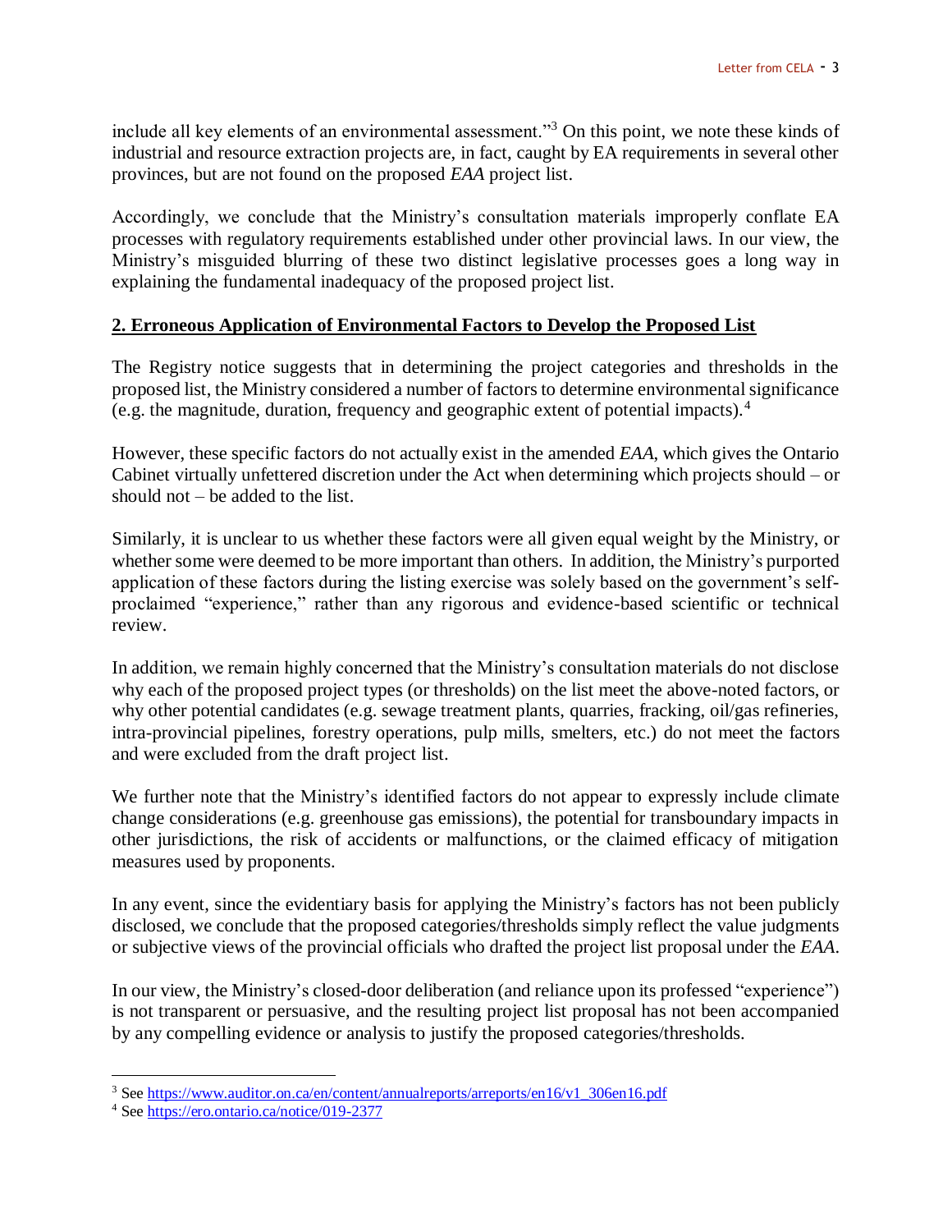include all key elements of an environmental assessment."[3] On this point, we note these kinds of industrial and resource extraction projects are, in fact, caught by EA requirements in several other provinces, but are not found on the proposed *EAA* project list.

Accordingly, we conclude that the Ministry's consultation materials improperly conflate EA processes with regulatory requirements established under other provincial laws. In our view, the Ministry's misguided blurring of these two distinct legislative processes goes a long way in explaining the fundamental inadequacy of the proposed project list.

## 2. Erroneous Application of Environmental Factors to Develop the Proposed List

The Registry notice suggests that in determining the project categories and thresholds in the proposed list, the Ministry considered a number of factors to determine environmental significance (e.g. the magnitude, duration, frequency and geographic extent of potential impacts).[4]

However, these specific factors do not actually exist in the amended *EAA*, which gives the Ontario Cabinet virtually unfettered discretion under the Act when determining which projects should – or should not – be added to the list.

Similarly, it is unclear to us whether these factors were all given equal weight by the Ministry, or whether some were deemed to be more important than others. In addition, the Ministry's purported application of these factors during the listing exercise was solely based on the government's self-proclaimed "experience," rather than any rigorous and evidence-based scientific or technical review.

In addition, we remain highly concerned that the Ministry's consultation materials do not disclose why each of the proposed project types (or thresholds) on the list meet the above-noted factors, or why other potential candidates (e.g. sewage treatment plants, quarries, fracking, oil/gas refineries, intra-provincial pipelines, forestry operations, pulp mills, smelters, etc.) do not meet the factors and were excluded from the draft project list.

We further note that the Ministry's identified factors do not appear to expressly include climate change considerations (e.g. greenhouse gas emissions), the potential for transboundary impacts in other jurisdictions, the risk of accidents or malfunctions, or the claimed efficacy of mitigation measures used by proponents.

In any event, since the evidentiary basis for applying the Ministry's factors has not been publicly disclosed, we conclude that the proposed categories/thresholds simply reflect the value judgments or subjective views of the provincial officials who drafted the project list proposal under the *EAA*.

In our view, the Ministry's closed-door deliberation (and reliance upon its professed "experience") is not transparent or persuasive, and the resulting project list proposal has not been accompanied by any compelling evidence or analysis to justify the proposed categories/thresholds.

---

[3] See https://www.auditor.on.ca/en/content/annualreports/arreports/en16/v1_306en16.pdf

[4] See https://ero.ontario.ca/notice/019-2377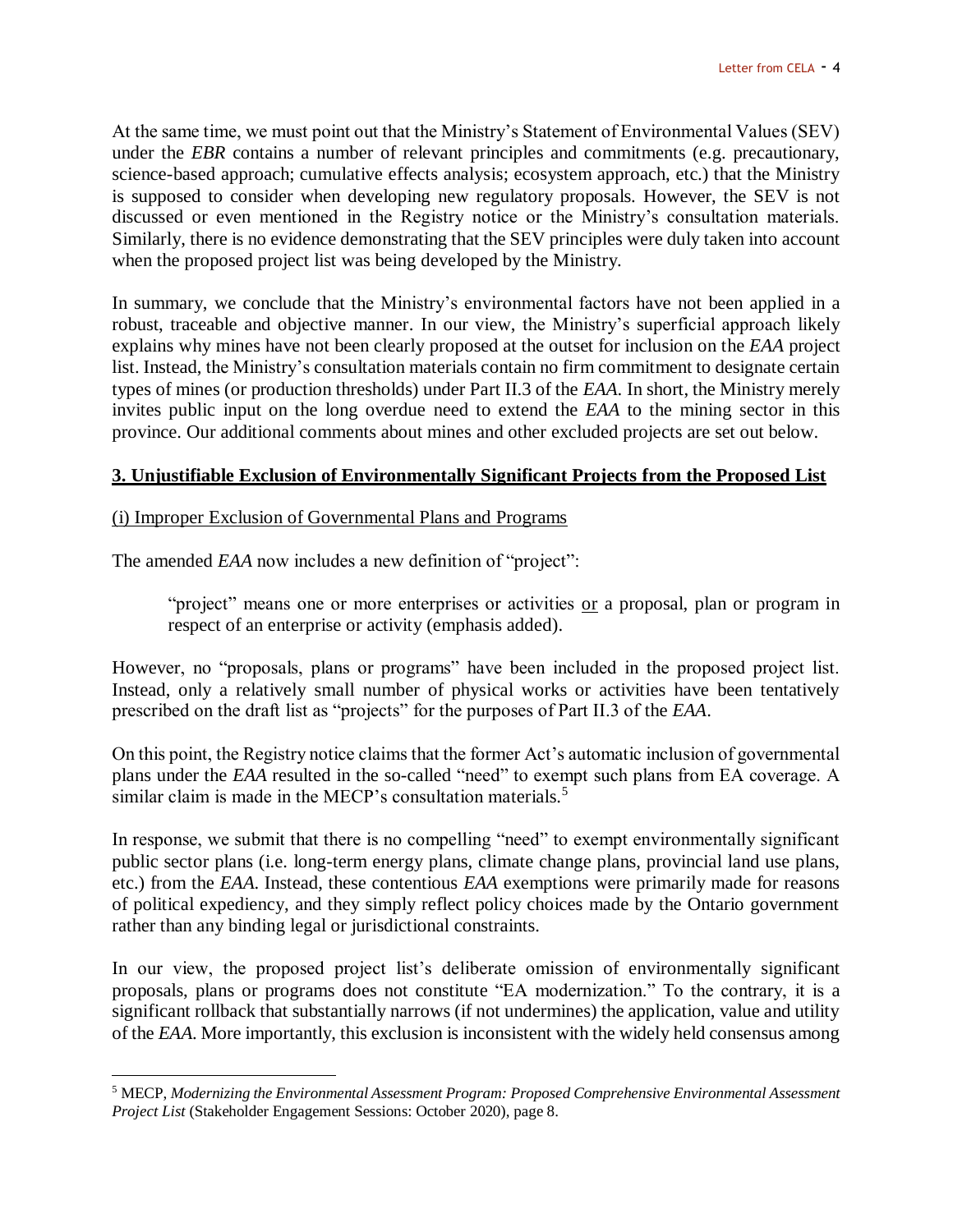At the same time, we must point out that the Ministry's Statement of Environmental Values (SEV) under the *EBR* contains a number of relevant principles and commitments (e.g. precautionary, science-based approach; cumulative effects analysis; ecosystem approach, etc.) that the Ministry is supposed to consider when developing new regulatory proposals. However, the SEV is not discussed or even mentioned in the Registry notice or the Ministry's consultation materials. Similarly, there is no evidence demonstrating that the SEV principles were duly taken into account when the proposed project list was being developed by the Ministry.

In summary, we conclude that the Ministry's environmental factors have not been applied in a robust, traceable and objective manner. In our view, the Ministry's superficial approach likely explains why mines have not been clearly proposed at the outset for inclusion on the *EAA* project list. Instead, the Ministry's consultation materials contain no firm commitment to designate certain types of mines (or production thresholds) under Part II.3 of the *EAA*. In short, the Ministry merely invites public input on the long overdue need to extend the *EAA* to the mining sector in this province. Our additional comments about mines and other excluded projects are set out below.

## 3. Unjustifiable Exclusion of Environmentally Significant Projects from the Proposed List

### (i) Improper Exclusion of Governmental Plans and Programs

The amended *EAA* now includes a new definition of "project":

> "project" means one or more enterprises or activities <u>or</u> a proposal, plan or program in respect of an enterprise or activity (emphasis added).

However, no "proposals, plans or programs" have been included in the proposed project list. Instead, only a relatively small number of physical works or activities have been tentatively prescribed on the draft list as "projects" for the purposes of Part II.3 of the *EAA*.

On this point, the Registry notice claims that the former Act's automatic inclusion of governmental plans under the *EAA* resulted in the so-called "need" to exempt such plans from EA coverage. A similar claim is made in the MECP's consultation materials.[5]

In response, we submit that there is no compelling "need" to exempt environmentally significant public sector plans (i.e. long-term energy plans, climate change plans, provincial land use plans, etc.) from the *EAA*. Instead, these contentious *EAA* exemptions were primarily made for reasons of political expediency, and they simply reflect policy choices made by the Ontario government rather than any binding legal or jurisdictional constraints.

In our view, the proposed project list's deliberate omission of environmentally significant proposals, plans or programs does not constitute "EA modernization." To the contrary, it is a significant rollback that substantially narrows (if not undermines) the application, value and utility of the *EAA*. More importantly, this exclusion is inconsistent with the widely held consensus among

---

[5] MECP, *Modernizing the Environmental Assessment Program: Proposed Comprehensive Environmental Assessment Project List* (Stakeholder Engagement Sessions: October 2020), page 8.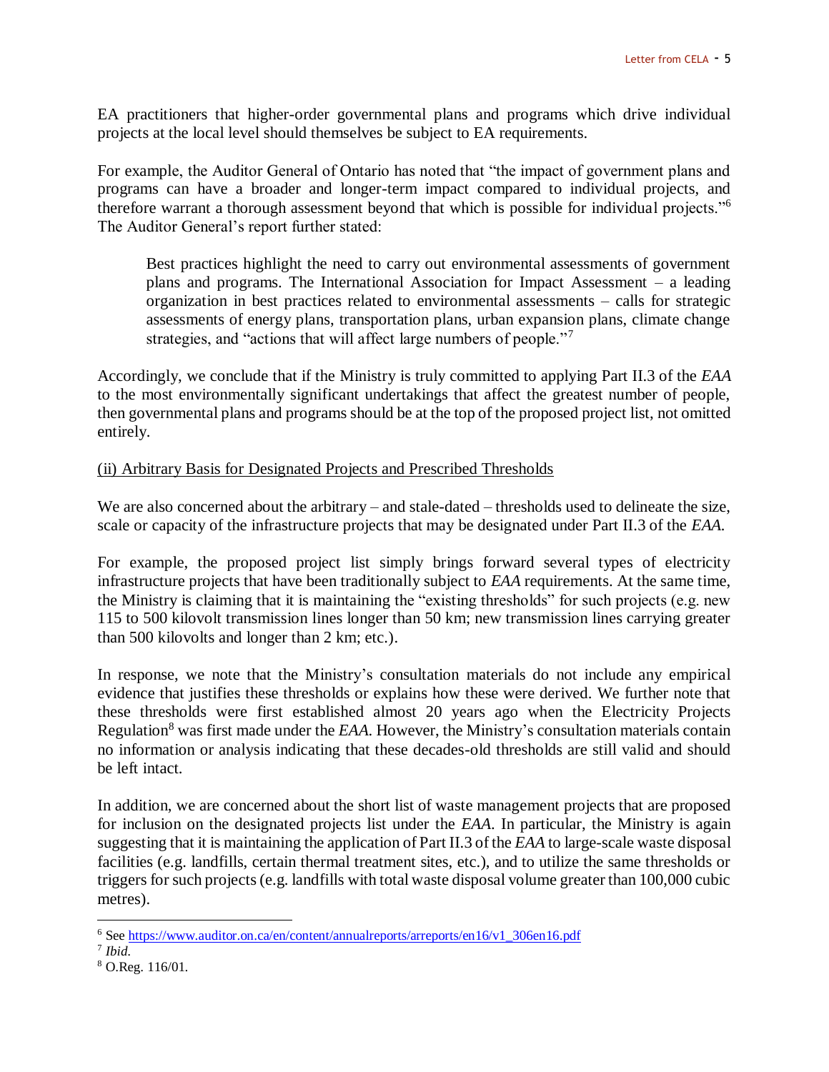EA practitioners that higher-order governmental plans and programs which drive individual projects at the local level should themselves be subject to EA requirements.

For example, the Auditor General of Ontario has noted that "the impact of government plans and programs can have a broader and longer-term impact compared to individual projects, and therefore warrant a thorough assessment beyond that which is possible for individual projects."[6] The Auditor General's report further stated:

> Best practices highlight the need to carry out environmental assessments of government plans and programs. The International Association for Impact Assessment – a leading organization in best practices related to environmental assessments – calls for strategic assessments of energy plans, transportation plans, urban expansion plans, climate change strategies, and "actions that will affect large numbers of people."[7]

Accordingly, we conclude that if the Ministry is truly committed to applying Part II.3 of the *EAA* to the most environmentally significant undertakings that affect the greatest number of people, then governmental plans and programs should be at the top of the proposed project list, not omitted entirely.

<u>(ii) Arbitrary Basis for Designated Projects and Prescribed Thresholds</u>

We are also concerned about the arbitrary – and stale-dated – thresholds used to delineate the size, scale or capacity of the infrastructure projects that may be designated under Part II.3 of the *EAA*.

For example, the proposed project list simply brings forward several types of electricity infrastructure projects that have been traditionally subject to *EAA* requirements. At the same time, the Ministry is claiming that it is maintaining the "existing thresholds" for such projects (e.g. new 115 to 500 kilovolt transmission lines longer than 50 km; new transmission lines carrying greater than 500 kilovolts and longer than 2 km; etc.).

In response, we note that the Ministry's consultation materials do not include any empirical evidence that justifies these thresholds or explains how these were derived. We further note that these thresholds were first established almost 20 years ago when the Electricity Projects Regulation[8] was first made under the *EAA*. However, the Ministry's consultation materials contain no information or analysis indicating that these decades-old thresholds are still valid and should be left intact.

In addition, we are concerned about the short list of waste management projects that are proposed for inclusion on the designated projects list under the *EAA*. In particular, the Ministry is again suggesting that it is maintaining the application of Part II.3 of the *EAA* to large-scale waste disposal facilities (e.g. landfills, certain thermal treatment sites, etc.), and to utilize the same thresholds or triggers for such projects (e.g. landfills with total waste disposal volume greater than 100,000 cubic metres).

---

[6] See https://www.auditor.on.ca/en/content/annualreports/arreports/en16/v1_306en16.pdf

[7] *Ibid.*

[8] O.Reg. 116/01.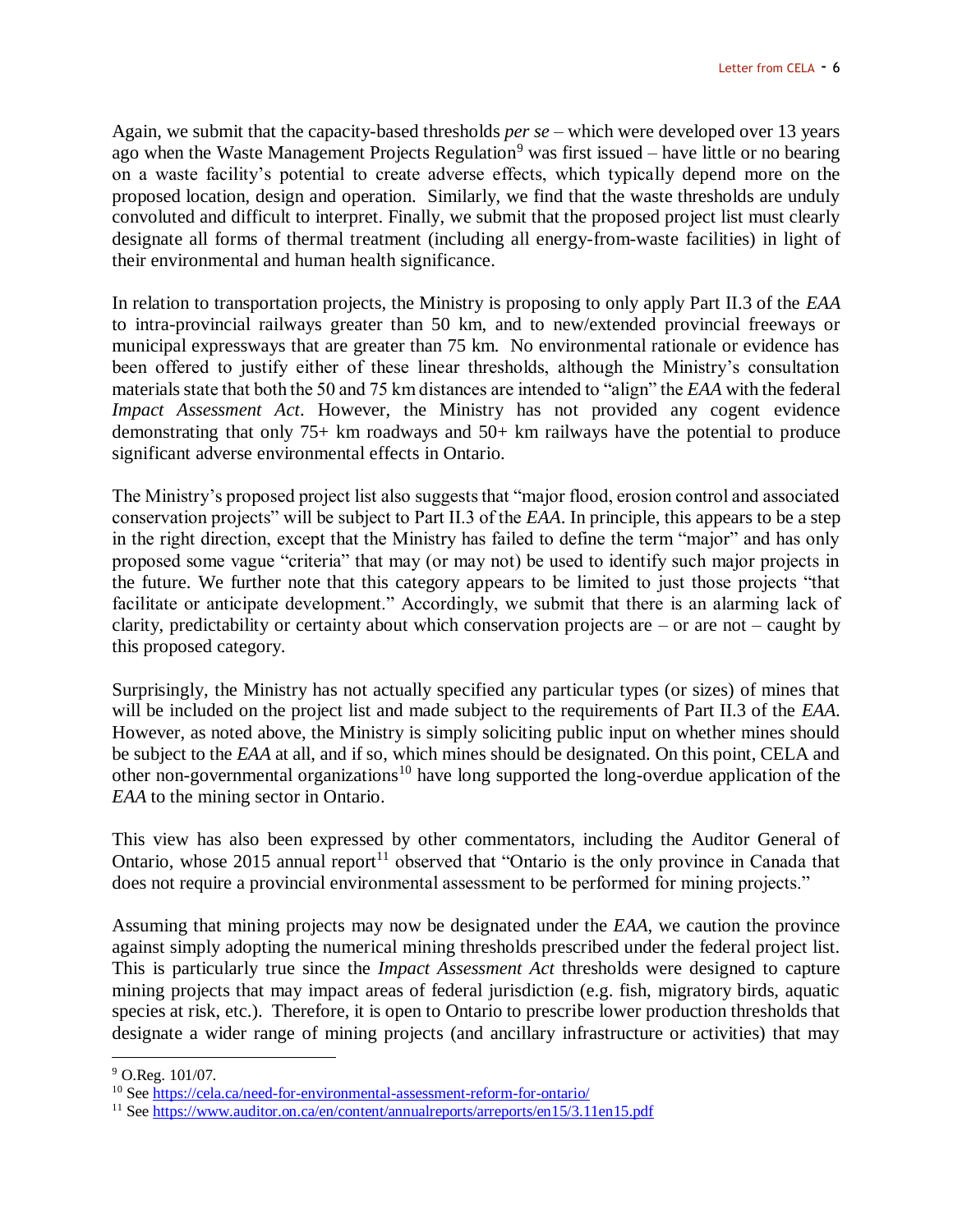Again, we submit that the capacity-based thresholds *per se* – which were developed over 13 years ago when the Waste Management Projects Regulation[9] was first issued – have little or no bearing on a waste facility's potential to create adverse effects, which typically depend more on the proposed location, design and operation. Similarly, we find that the waste thresholds are unduly convoluted and difficult to interpret. Finally, we submit that the proposed project list must clearly designate all forms of thermal treatment (including all energy-from-waste facilities) in light of their environmental and human health significance.

In relation to transportation projects, the Ministry is proposing to only apply Part II.3 of the *EAA* to intra-provincial railways greater than 50 km, and to new/extended provincial freeways or municipal expressways that are greater than 75 km. No environmental rationale or evidence has been offered to justify either of these linear thresholds, although the Ministry's consultation materials state that both the 50 and 75 km distances are intended to "align" the *EAA* with the federal *Impact Assessment Act*. However, the Ministry has not provided any cogent evidence demonstrating that only 75+ km roadways and 50+ km railways have the potential to produce significant adverse environmental effects in Ontario.

The Ministry's proposed project list also suggests that "major flood, erosion control and associated conservation projects" will be subject to Part II.3 of the *EAA*. In principle, this appears to be a step in the right direction, except that the Ministry has failed to define the term "major" and has only proposed some vague "criteria" that may (or may not) be used to identify such major projects in the future. We further note that this category appears to be limited to just those projects "that facilitate or anticipate development." Accordingly, we submit that there is an alarming lack of clarity, predictability or certainty about which conservation projects are – or are not – caught by this proposed category.

Surprisingly, the Ministry has not actually specified any particular types (or sizes) of mines that will be included on the project list and made subject to the requirements of Part II.3 of the *EAA*. However, as noted above, the Ministry is simply soliciting public input on whether mines should be subject to the *EAA* at all, and if so, which mines should be designated. On this point, CELA and other non-governmental organizations[10] have long supported the long-overdue application of the *EAA* to the mining sector in Ontario.

This view has also been expressed by other commentators, including the Auditor General of Ontario, whose 2015 annual report[11] observed that "Ontario is the only province in Canada that does not require a provincial environmental assessment to be performed for mining projects."

Assuming that mining projects may now be designated under the *EAA*, we caution the province against simply adopting the numerical mining thresholds prescribed under the federal project list. This is particularly true since the *Impact Assessment Act* thresholds were designed to capture mining projects that may impact areas of federal jurisdiction (e.g. fish, migratory birds, aquatic species at risk, etc.). Therefore, it is open to Ontario to prescribe lower production thresholds that designate a wider range of mining projects (and ancillary infrastructure or activities) that may

---

[9] O.Reg. 101/07.

[10] See https://cela.ca/need-for-environmental-assessment-reform-for-ontario/

[11] See https://www.auditor.on.ca/en/content/annualreports/arreports/en15/3.11en15.pdf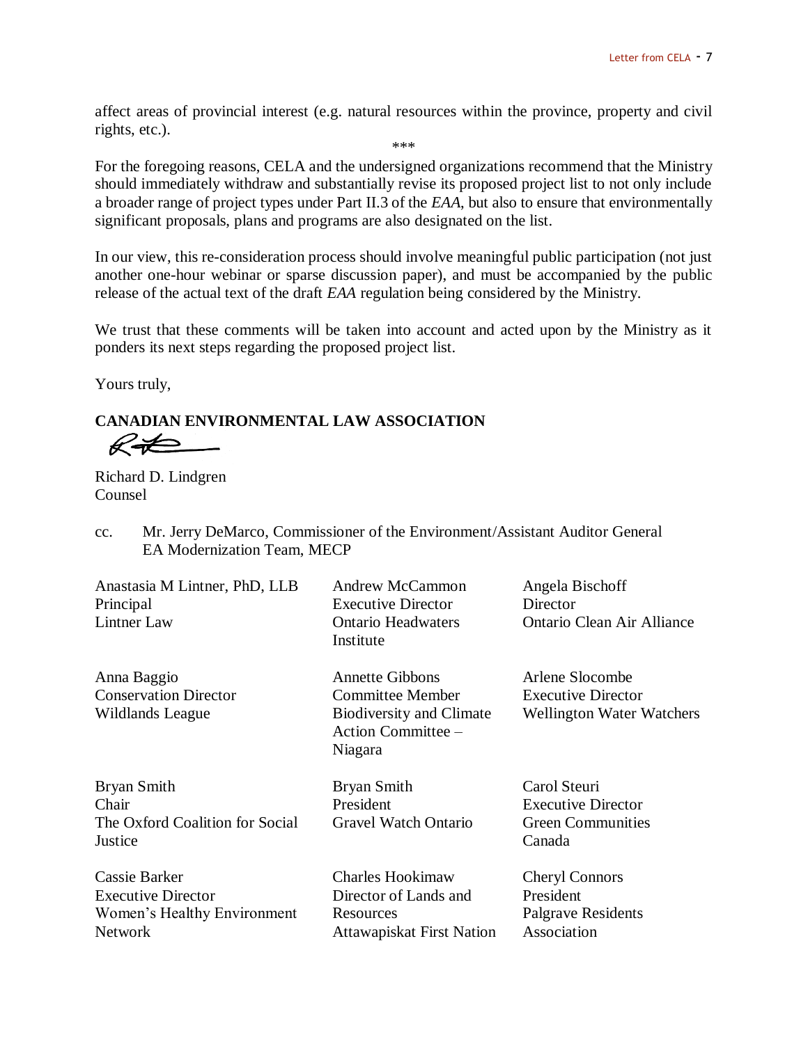affect areas of provincial interest (e.g. natural resources within the province, property and civil rights, etc.).

\*\*\*

For the foregoing reasons, CELA and the undersigned organizations recommend that the Ministry should immediately withdraw and substantially revise its proposed project list to not only include a broader range of project types under Part II.3 of the *EAA*, but also to ensure that environmentally significant proposals, plans and programs are also designated on the list.

In our view, this re-consideration process should involve meaningful public participation (not just another one-hour webinar or sparse discussion paper), and must be accompanied by the public release of the actual text of the draft *EAA* regulation being considered by the Ministry.

We trust that these comments will be taken into account and acted upon by the Ministry as it ponders its next steps regarding the proposed project list.

Yours truly,

**CANADIAN ENVIRONMENTAL LAW ASSOCIATION**

Richard D. Lindgren
Counsel

cc. Mr. Jerry DeMarco, Commissioner of the Environment/Assistant Auditor General
EA Modernization Team, MECP

Anastasia M Lintner, PhD, LLB
Principal
Lintner Law

Andrew McCammon
Executive Director
Ontario Headwaters Institute

Angela Bischoff
Director
Ontario Clean Air Alliance

Anna Baggio
Conservation Director
Wildlands League

Annette Gibbons
Committee Member
Biodiversity and Climate Action Committee – Niagara

Arlene Slocombe
Executive Director
Wellington Water Watchers

Bryan Smith
Chair
The Oxford Coalition for Social Justice

Bryan Smith
President
Gravel Watch Ontario

Carol Steuri
Executive Director
Green Communities Canada

Cassie Barker
Executive Director
Women's Healthy Environment Network

Charles Hookimaw
Director of Lands and Resources
Attawapiskat First Nation

Cheryl Connors
President
Palgrave Residents Association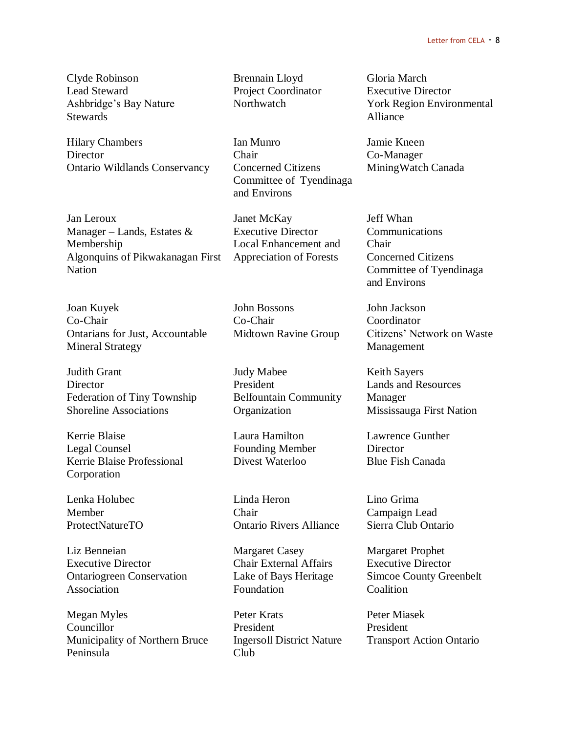Clyde Robinson
Lead Steward
Ashbridge's Bay Nature Stewards

Brennain Lloyd
Project Coordinator
Northwatch

Gloria March
Executive Director
York Region Environmental Alliance

Hilary Chambers
Director
Ontario Wildlands Conservancy

Ian Munro
Chair
Concerned Citizens Committee of Tyendinaga and Environs

Jamie Kneen
Co-Manager
MiningWatch Canada

Jan Leroux
Manager – Lands, Estates & Membership
Algonquins of Pikwakanagan First Nation

Janet McKay
Executive Director
Local Enhancement and Appreciation of Forests

Jeff Whan
Communications Chair
Concerned Citizens Committee of Tyendinaga and Environs

Joan Kuyek
Co-Chair
Ontarians for Just, Accountable Mineral Strategy

John Bossons
Co-Chair
Midtown Ravine Group

John Jackson
Coordinator
Citizens' Network on Waste Management

Judith Grant
Director
Federation of Tiny Township Shoreline Associations

Judy Mabee
President
Belfountain Community Organization

Keith Sayers
Lands and Resources Manager
Mississauga First Nation

Kerrie Blaise
Legal Counsel
Kerrie Blaise Professional Corporation

Laura Hamilton
Founding Member
Divest Waterloo

Lawrence Gunther
Director
Blue Fish Canada

Lenka Holubec
Member
ProtectNatureTO

Linda Heron
Chair
Ontario Rivers Alliance

Lino Grima
Campaign Lead
Sierra Club Ontario

Liz Benneian
Executive Director
Ontariogreen Conservation Association

Margaret Casey
Chair External Affairs
Lake of Bays Heritage Foundation

Margaret Prophet
Executive Director
Simcoe County Greenbelt Coalition

Megan Myles
Councillor
Municipality of Northern Bruce Peninsula

Peter Krats
President
Ingersoll District Nature Club

Peter Miasek
President
Transport Action Ontario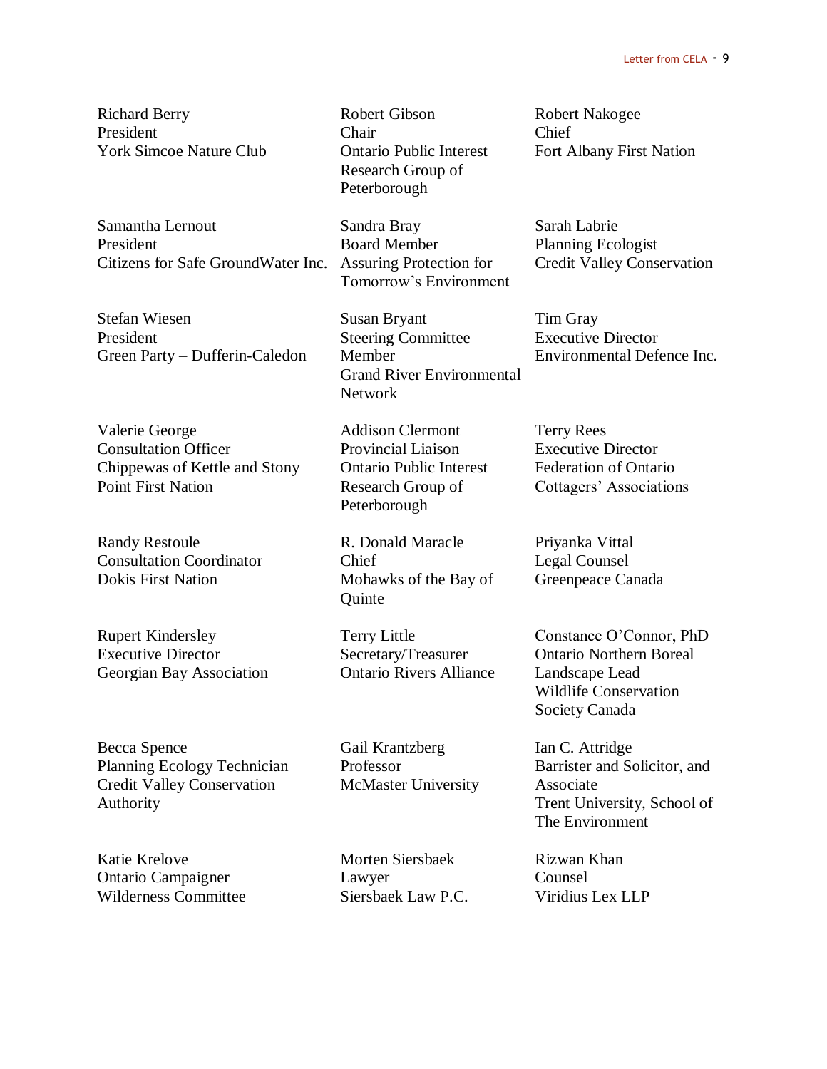Richard Berry
President
York Simcoe Nature Club

Robert Gibson
Chair
Ontario Public Interest Research Group of Peterborough

Robert Nakogee
Chief
Fort Albany First Nation

Samantha Lernout
President
Citizens for Safe GroundWater Inc.

Sandra Bray
Board Member
Assuring Protection for Tomorrow's Environment

Sarah Labrie
Planning Ecologist
Credit Valley Conservation

Stefan Wiesen
President
Green Party – Dufferin-Caledon

Susan Bryant
Steering Committee Member
Grand River Environmental Network

Tim Gray
Executive Director
Environmental Defence Inc.

Valerie George
Consultation Officer
Chippewas of Kettle and Stony Point First Nation

Addison Clermont
Provincial Liaison
Ontario Public Interest Research Group of Peterborough

Terry Rees
Executive Director
Federation of Ontario Cottagers' Associations

Randy Restoule
Consultation Coordinator
Dokis First Nation

R. Donald Maracle
Chief
Mohawks of the Bay of Quinte

Priyanka Vittal
Legal Counsel
Greenpeace Canada

Rupert Kindersley
Executive Director
Georgian Bay Association

Terry Little
Secretary/Treasurer
Ontario Rivers Alliance

Constance O'Connor, PhD
Ontario Northern Boreal Landscape Lead
Wildlife Conservation Society Canada

Becca Spence
Planning Ecology Technician
Credit Valley Conservation Authority

Gail Krantzberg
Professor
McMaster University

Ian C. Attridge
Barrister and Solicitor, and Associate
Trent University, School of The Environment

Katie Krelove
Ontario Campaigner
Wilderness Committee

Morten Siersbaek
Lawyer
Siersbaek Law P.C.

Rizwan Khan
Counsel
Viridius Lex LLP